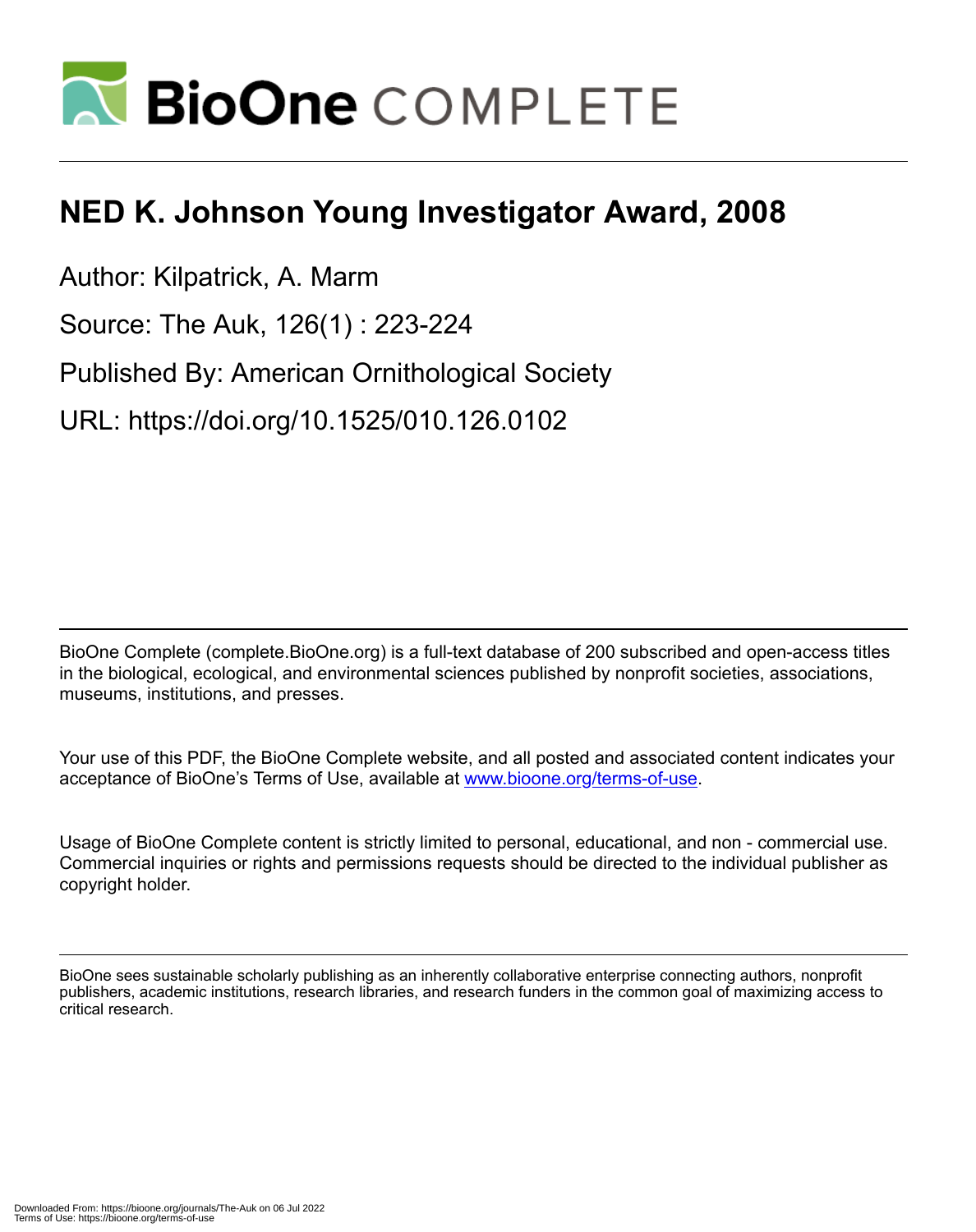# NED K. Johnson Young Investigator Award, 2008

Author: Kilpatrick, A. Marm

Source: The Auk, 126(1) : 223-224

Published By: American Ornithological Society

URL: https://doi.org/10.1525/010.126.0102

BioOne Complete (complete.BioOne.org) is a full-text database of 200 subscribed and open-access titles in the biological, ecological, and environmental sciences published by nonprofit societies, associations, museums, institutions, and presses.

Your use of this PDF, the BioOne Complete website, and all posted and associated content indicates your acceptance of BioOne's Terms of Use, available at www.bioone.org/terms-of-use.

Usage of BioOne Complete content is strictly limited to personal, educational, and non - commercial use. Commercial inquiries or rights and permissions requests should be directed to the individual publisher as copyright holder.

BioOne sees sustainable scholarly publishing as an inherently collaborative enterprise connecting authors, nonprofit publishers, academic institutions, research libraries, and research funders in the common goal of maximizing access to critical research.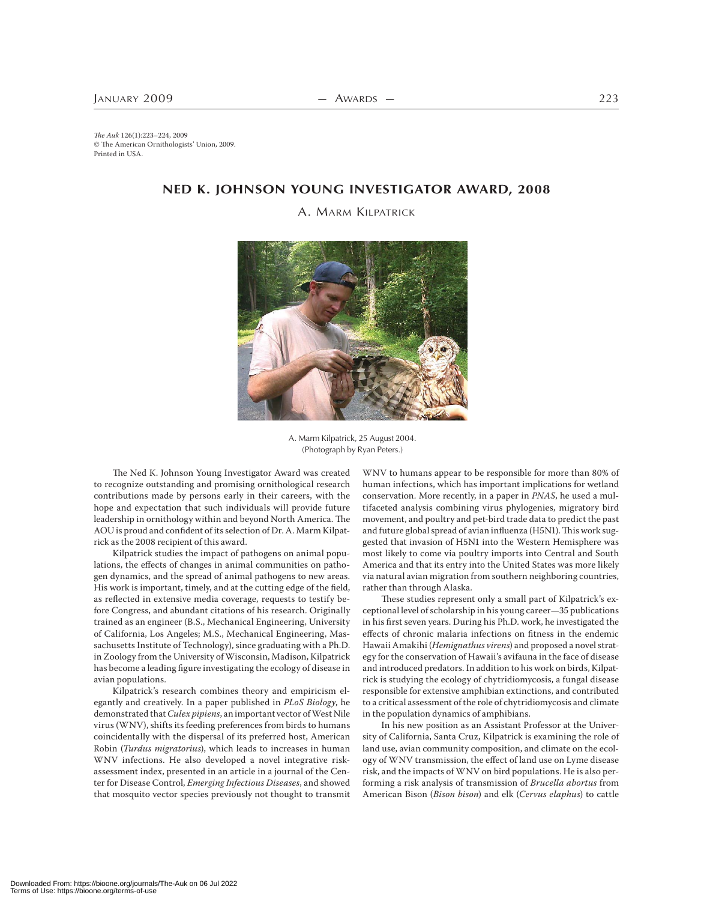*The Auk* 126(1):223–224, 2009
© The American Ornithologists' Union, 2009.
Printed in USA.

# NED K. JOHNSON YOUNG INVESTIGATOR AWARD, 2008

## A. Marm Kilpatrick

A. Marm Kilpatrick, 25 August 2004.
(Photograph by Ryan Peters.)

The Ned K. Johnson Young Investigator Award was created to recognize outstanding and promising ornithological research contributions made by persons early in their careers, with the hope and expectation that such individuals will provide future leadership in ornithology within and beyond North America. The AOU is proud and confident of its selection of Dr. A. Marm Kilpatrick as the 2008 recipient of this award.

Kilpatrick studies the impact of pathogens on animal populations, the effects of changes in animal communities on pathogen dynamics, and the spread of animal pathogens to new areas. His work is important, timely, and at the cutting edge of the field, as reflected in extensive media coverage, requests to testify before Congress, and abundant citations of his research. Originally trained as an engineer (B.S., Mechanical Engineering, University of California, Los Angeles; M.S., Mechanical Engineering, Massachusetts Institute of Technology), since graduating with a Ph.D. in Zoology from the University of Wisconsin, Madison, Kilpatrick has become a leading figure investigating the ecology of disease in avian populations.

Kilpatrick's research combines theory and empiricism elegantly and creatively. In a paper published in *PLoS Biology*, he demonstrated that *Culex pipiens*, an important vector of West Nile virus (WNV), shifts its feeding preferences from birds to humans coincidentally with the dispersal of its preferred host, American Robin (*Turdus migratorius*), which leads to increases in human WNV infections. He also developed a novel integrative risk-assessment index, presented in an article in a journal of the Center for Disease Control, *Emerging Infectious Diseases*, and showed that mosquito vector species previously not thought to transmit WNV to humans appear to be responsible for more than 80% of human infections, which has important implications for wetland conservation. More recently, in a paper in *PNAS*, he used a multifaceted analysis combining virus phylogenies, migratory bird movement, and poultry and pet-bird trade data to predict the past and future global spread of avian influenza (H5N1). This work suggested that invasion of H5N1 into the Western Hemisphere was most likely to come via poultry imports into Central and South America and that its entry into the United States was more likely via natural avian migration from southern neighboring countries, rather than through Alaska.

These studies represent only a small part of Kilpatrick's exceptional level of scholarship in his young career—35 publications in his first seven years. During his Ph.D. work, he investigated the effects of chronic malaria infections on fitness in the endemic Hawaii Amakihi (*Hemignathus virens*) and proposed a novel strategy for the conservation of Hawaii's avifauna in the face of disease and introduced predators. In addition to his work on birds, Kilpatrick is studying the ecology of chytridiomycosis, a fungal disease responsible for extensive amphibian extinctions, and contributed to a critical assessment of the role of chytridiomycosis and climate in the population dynamics of amphibians.

In his new position as an Assistant Professor at the University of California, Santa Cruz, Kilpatrick is examining the role of land use, avian community composition, and climate on the ecology of WNV transmission, the effect of land use on Lyme disease risk, and the impacts of WNV on bird populations. He is also performing a risk analysis of transmission of *Brucella abortus* from American Bison (*Bison bison*) and elk (*Cervus elaphus*) to cattle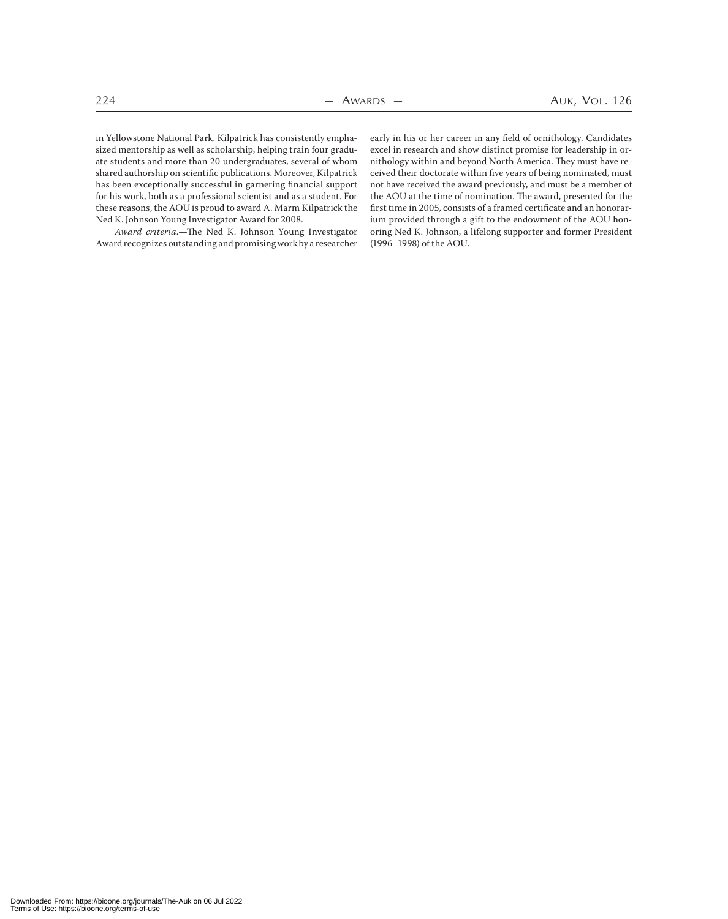in Yellowstone National Park. Kilpatrick has consistently emphasized mentorship as well as scholarship, helping train four graduate students and more than 20 undergraduates, several of whom shared authorship on scientific publications. Moreover, Kilpatrick has been exceptionally successful in garnering financial support for his work, both as a professional scientist and as a student. For these reasons, the AOU is proud to award A. Marm Kilpatrick the Ned K. Johnson Young Investigator Award for 2008.

*Award criteria*.—The Ned K. Johnson Young Investigator Award recognizes outstanding and promising work by a researcher early in his or her career in any field of ornithology. Candidates excel in research and show distinct promise for leadership in ornithology within and beyond North America. They must have received their doctorate within five years of being nominated, must not have received the award previously, and must be a member of the AOU at the time of nomination. The award, presented for the first time in 2005, consists of a framed certificate and an honorarium provided through a gift to the endowment of the AOU honoring Ned K. Johnson, a lifelong supporter and former President (1996–1998) of the AOU.